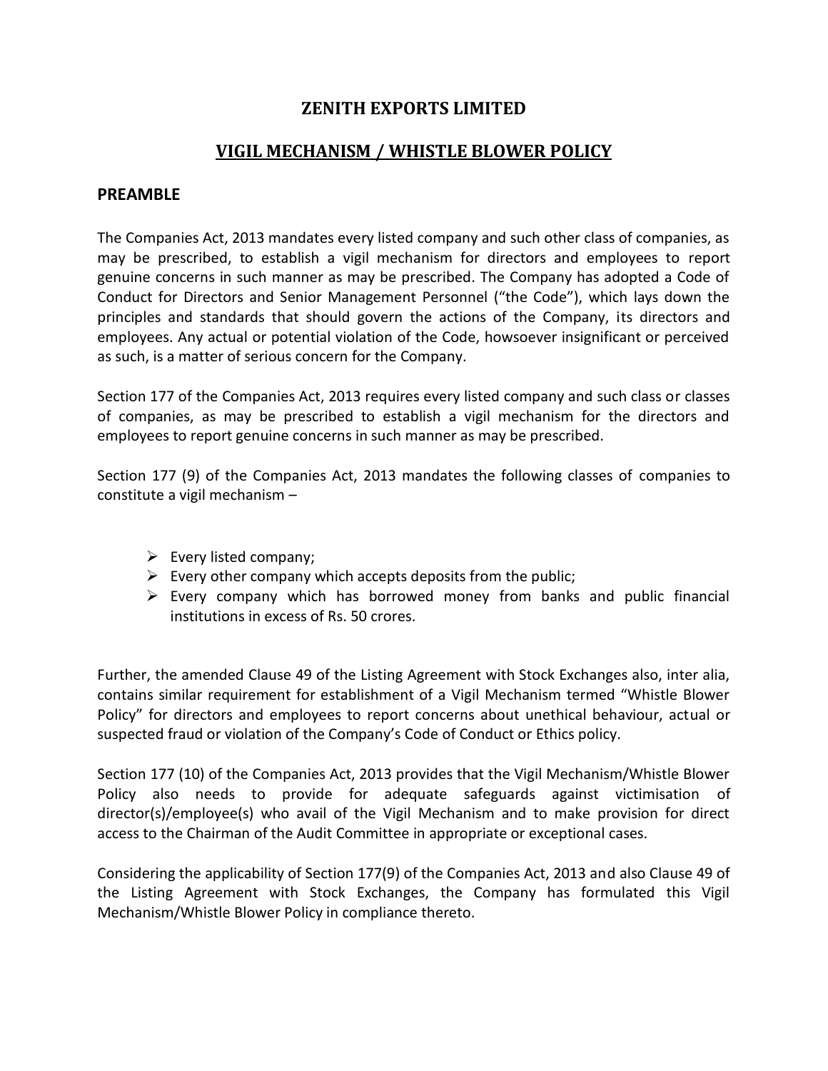# ZENITH EXPORTS LIMITED

## VIGIL MECHANISM / WHISTLE BLOWER POLICY

### PREAMBLE

The Companies Act, 2013 mandates every listed company and such other class of companies, as may be prescribed, to establish a vigil mechanism for directors and employees to report genuine concerns in such manner as may be prescribed. The Company has adopted a Code of Conduct for Directors and Senior Management Personnel ("the Code"), which lays down the principles and standards that should govern the actions of the Company, its directors and employees. Any actual or potential violation of the Code, howsoever insignificant or perceived as such, is a matter of serious concern for the Company.

Section 177 of the Companies Act, 2013 requires every listed company and such class or classes of companies, as may be prescribed to establish a vigil mechanism for the directors and employees to report genuine concerns in such manner as may be prescribed.

Section 177 (9) of the Companies Act, 2013 mandates the following classes of companies to constitute a vigil mechanism –

- Every listed company;
- Every other company which accepts deposits from the public;
- Every company which has borrowed money from banks and public financial institutions in excess of Rs. 50 crores.

Further, the amended Clause 49 of the Listing Agreement with Stock Exchanges also, inter alia, contains similar requirement for establishment of a Vigil Mechanism termed "Whistle Blower Policy" for directors and employees to report concerns about unethical behaviour, actual or suspected fraud or violation of the Company's Code of Conduct or Ethics policy.

Section 177 (10) of the Companies Act, 2013 provides that the Vigil Mechanism/Whistle Blower Policy also needs to provide for adequate safeguards against victimisation of director(s)/employee(s) who avail of the Vigil Mechanism and to make provision for direct access to the Chairman of the Audit Committee in appropriate or exceptional cases.

Considering the applicability of Section 177(9) of the Companies Act, 2013 and also Clause 49 of the Listing Agreement with Stock Exchanges, the Company has formulated this Vigil Mechanism/Whistle Blower Policy in compliance thereto.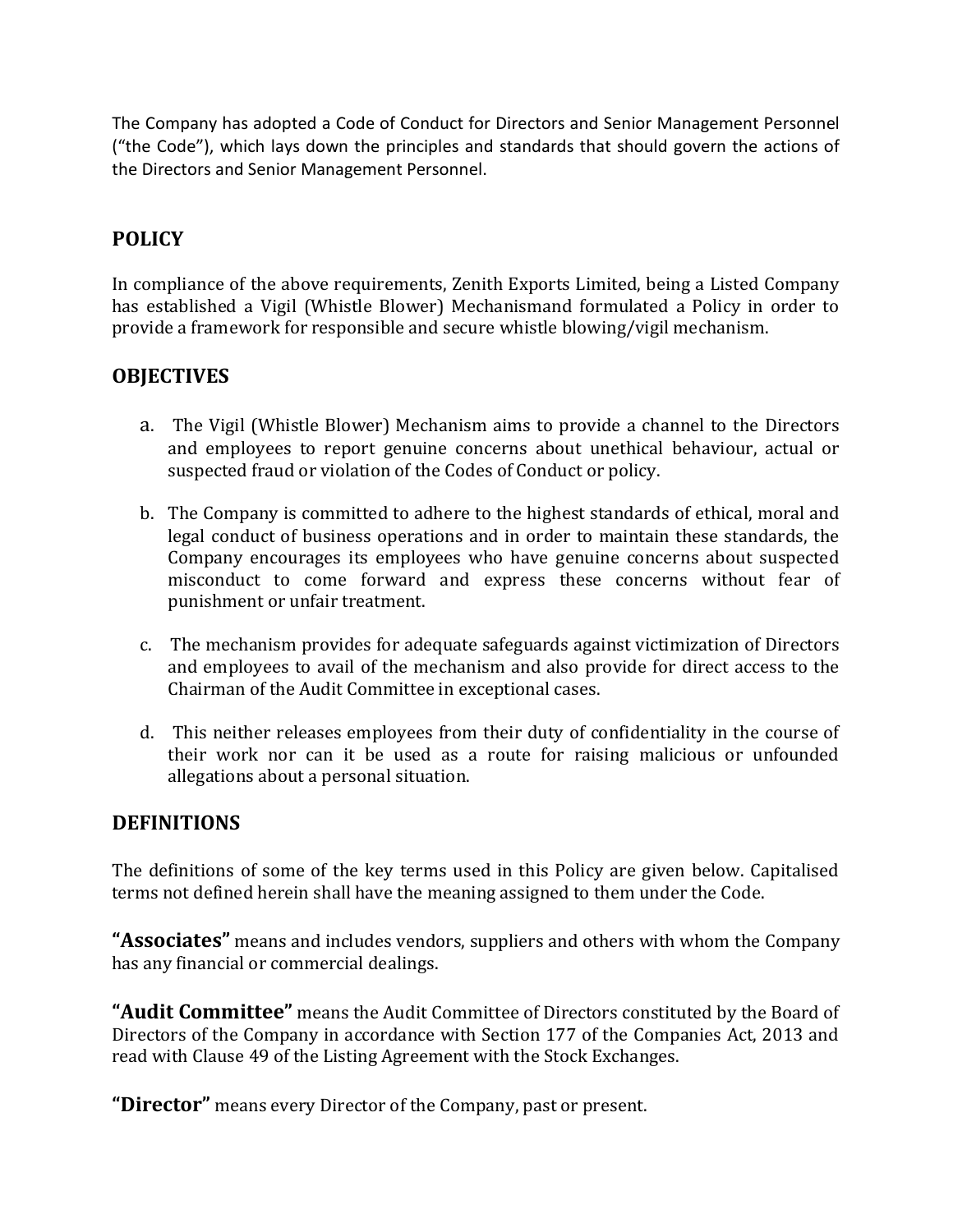The Company has adopted a Code of Conduct for Directors and Senior Management Personnel ("the Code"), which lays down the principles and standards that should govern the actions of the Directors and Senior Management Personnel.

## POLICY

In compliance of the above requirements, Zenith Exports Limited, being a Listed Company has established a Vigil (Whistle Blower) Mechanismand formulated a Policy in order to provide a framework for responsible and secure whistle blowing/vigil mechanism.

## OBJECTIVES

a. The Vigil (Whistle Blower) Mechanism aims to provide a channel to the Directors and employees to report genuine concerns about unethical behaviour, actual or suspected fraud or violation of the Codes of Conduct or policy.

b. The Company is committed to adhere to the highest standards of ethical, moral and legal conduct of business operations and in order to maintain these standards, the Company encourages its employees who have genuine concerns about suspected misconduct to come forward and express these concerns without fear of punishment or unfair treatment.

c. The mechanism provides for adequate safeguards against victimization of Directors and employees to avail of the mechanism and also provide for direct access to the Chairman of the Audit Committee in exceptional cases.

d. This neither releases employees from their duty of confidentiality in the course of their work nor can it be used as a route for raising malicious or unfounded allegations about a personal situation.

## DEFINITIONS

The definitions of some of the key terms used in this Policy are given below. Capitalised terms not defined herein shall have the meaning assigned to them under the Code.

**"Associates"** means and includes vendors, suppliers and others with whom the Company has any financial or commercial dealings.

**"Audit Committee"** means the Audit Committee of Directors constituted by the Board of Directors of the Company in accordance with Section 177 of the Companies Act, 2013 and read with Clause 49 of the Listing Agreement with the Stock Exchanges.

**"Director"** means every Director of the Company, past or present.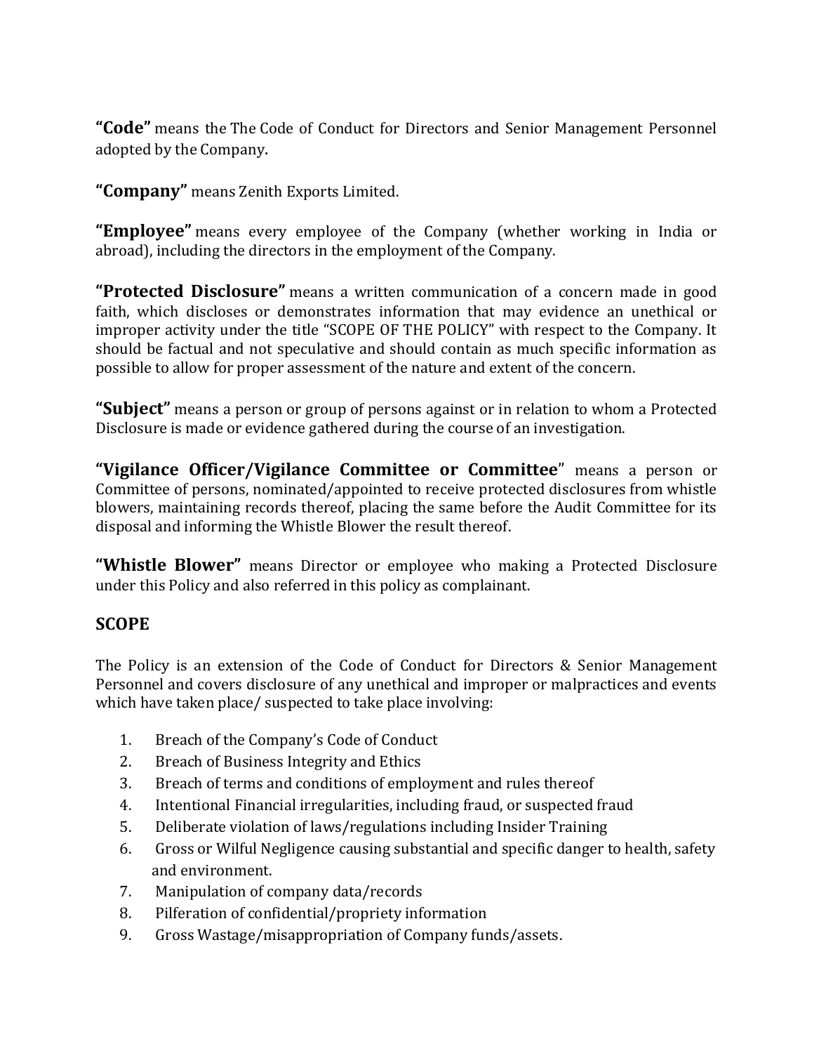**“Code”** means the The Code of Conduct for Directors and Senior Management Personnel adopted by the Company.

**“Company”** means Zenith Exports Limited.

**“Employee”** means every employee of the Company (whether working in India or abroad), including the directors in the employment of the Company.

**“Protected Disclosure”** means a written communication of a concern made in good faith, which discloses or demonstrates information that may evidence an unethical or improper activity under the title “SCOPE OF THE POLICY” with respect to the Company. It should be factual and not speculative and should contain as much specific information as possible to allow for proper assessment of the nature and extent of the concern.

**“Subject”** means a person or group of persons against or in relation to whom a Protected Disclosure is made or evidence gathered during the course of an investigation.

**“Vigilance Officer/Vigilance Committee or Committee**” means a person or Committee of persons, nominated/appointed to receive protected disclosures from whistle blowers, maintaining records thereof, placing the same before the Audit Committee for its disposal and informing the Whistle Blower the result thereof.

**“Whistle Blower”** means Director or employee who making a Protected Disclosure under this Policy and also referred in this policy as complainant.

## SCOPE

The Policy is an extension of the Code of Conduct for Directors & Senior Management Personnel and covers disclosure of any unethical and improper or malpractices and events which have taken place/ suspected to take place involving:

1. Breach of the Company’s Code of Conduct
2. Breach of Business Integrity and Ethics
3. Breach of terms and conditions of employment and rules thereof
4. Intentional Financial irregularities, including fraud, or suspected fraud
5. Deliberate violation of laws/regulations including Insider Training
6. Gross or Wilful Negligence causing substantial and specific danger to health, safety and environment.
7. Manipulation of company data/records
8. Pilferation of confidential/propriety information
9. Gross Wastage/misappropriation of Company funds/assets.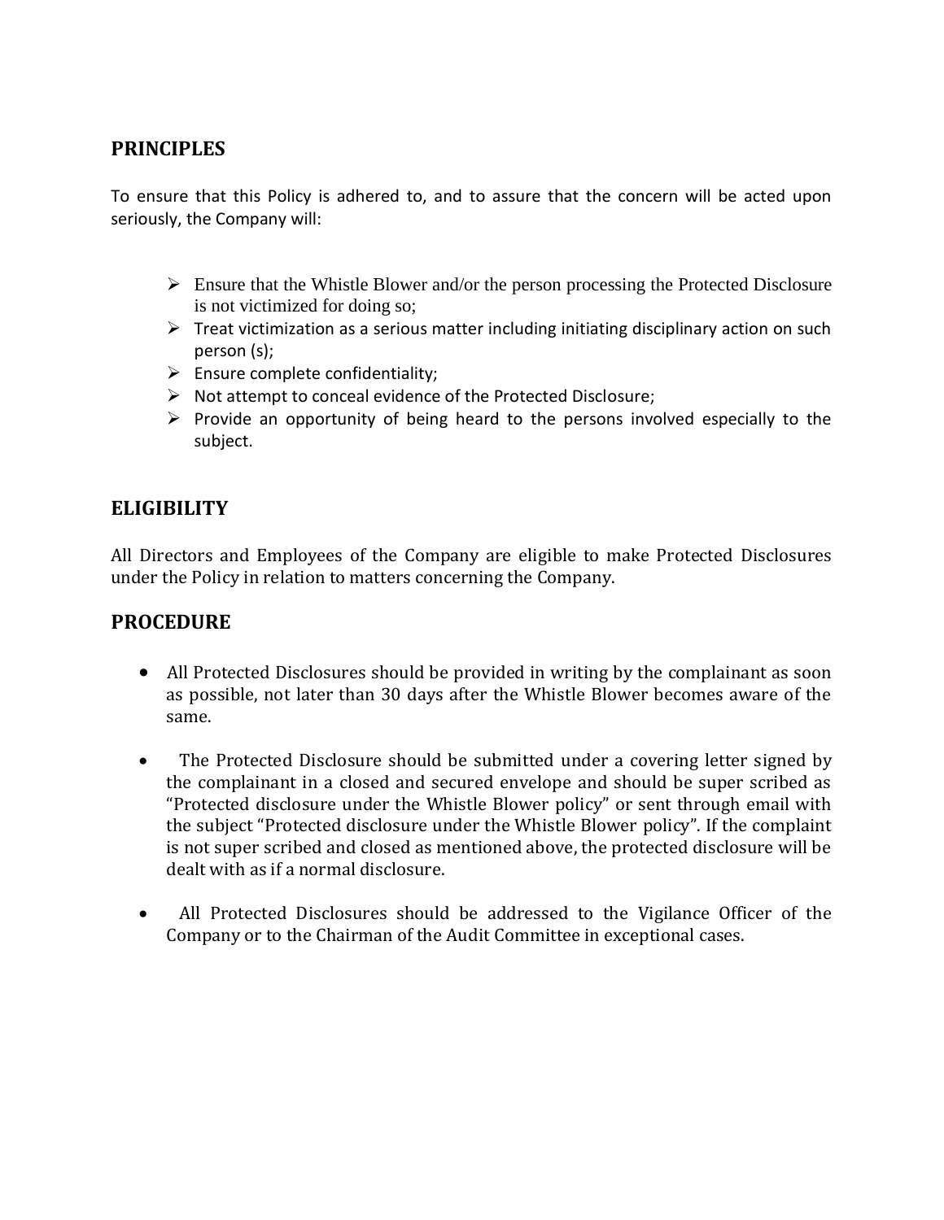## PRINCIPLES

To ensure that this Policy is adhered to, and to assure that the concern will be acted upon seriously, the Company will:

- Ensure that the Whistle Blower and/or the person processing the Protected Disclosure is not victimized for doing so;
- Treat victimization as a serious matter including initiating disciplinary action on such person (s);
- Ensure complete confidentiality;
- Not attempt to conceal evidence of the Protected Disclosure;
- Provide an opportunity of being heard to the persons involved especially to the subject.

## ELIGIBILITY

All Directors and Employees of the Company are eligible to make Protected Disclosures under the Policy in relation to matters concerning the Company.

## PROCEDURE

- All Protected Disclosures should be provided in writing by the complainant as soon as possible, not later than 30 days after the Whistle Blower becomes aware of the same.
- The Protected Disclosure should be submitted under a covering letter signed by the complainant in a closed and secured envelope and should be super scribed as "Protected disclosure under the Whistle Blower policy" or sent through email with the subject "Protected disclosure under the Whistle Blower policy". If the complaint is not super scribed and closed as mentioned above, the protected disclosure will be dealt with as if a normal disclosure.
- All Protected Disclosures should be addressed to the Vigilance Officer of the Company or to the Chairman of the Audit Committee in exceptional cases.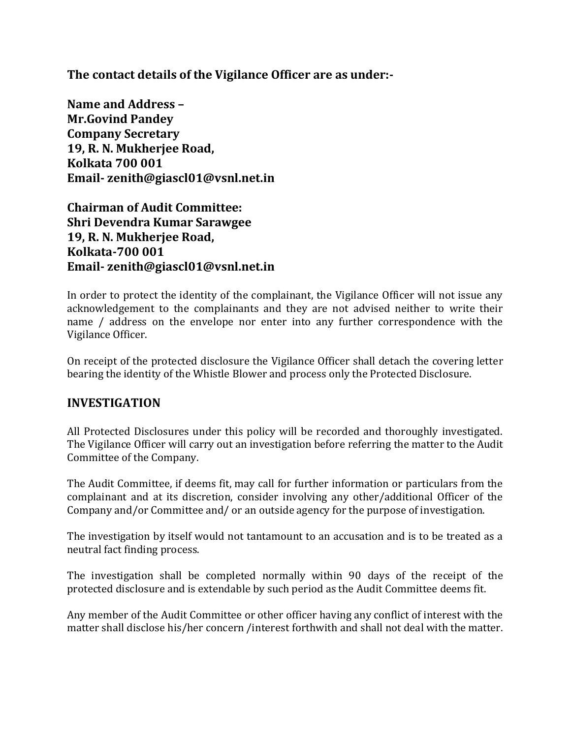**The contact details of the Vigilance Officer are as under:-**

**Name and Address –**
**Mr.Govind Pandey**
**Company Secretary**
**19, R. N. Mukherjee Road,**
**Kolkata 700 001**
**Email- zenith@giascl01@vsnl.net.in**

**Chairman of Audit Committee:**
**Shri Devendra Kumar Sarawgee**
**19, R. N. Mukherjee Road,**
**Kolkata-700 001**
**Email- zenith@giascl01@vsnl.net.in**

In order to protect the identity of the complainant, the Vigilance Officer will not issue any acknowledgement to the complainants and they are not advised neither to write their name / address on the envelope nor enter into any further correspondence with the Vigilance Officer.

On receipt of the protected disclosure the Vigilance Officer shall detach the covering letter bearing the identity of the Whistle Blower and process only the Protected Disclosure.

## INVESTIGATION

All Protected Disclosures under this policy will be recorded and thoroughly investigated. The Vigilance Officer will carry out an investigation before referring the matter to the Audit Committee of the Company.

The Audit Committee, if deems fit, may call for further information or particulars from the complainant and at its discretion, consider involving any other/additional Officer of the Company and/or Committee and/ or an outside agency for the purpose of investigation.

The investigation by itself would not tantamount to an accusation and is to be treated as a neutral fact finding process.

The investigation shall be completed normally within 90 days of the receipt of the protected disclosure and is extendable by such period as the Audit Committee deems fit.

Any member of the Audit Committee or other officer having any conflict of interest with the matter shall disclose his/her concern /interest forthwith and shall not deal with the matter.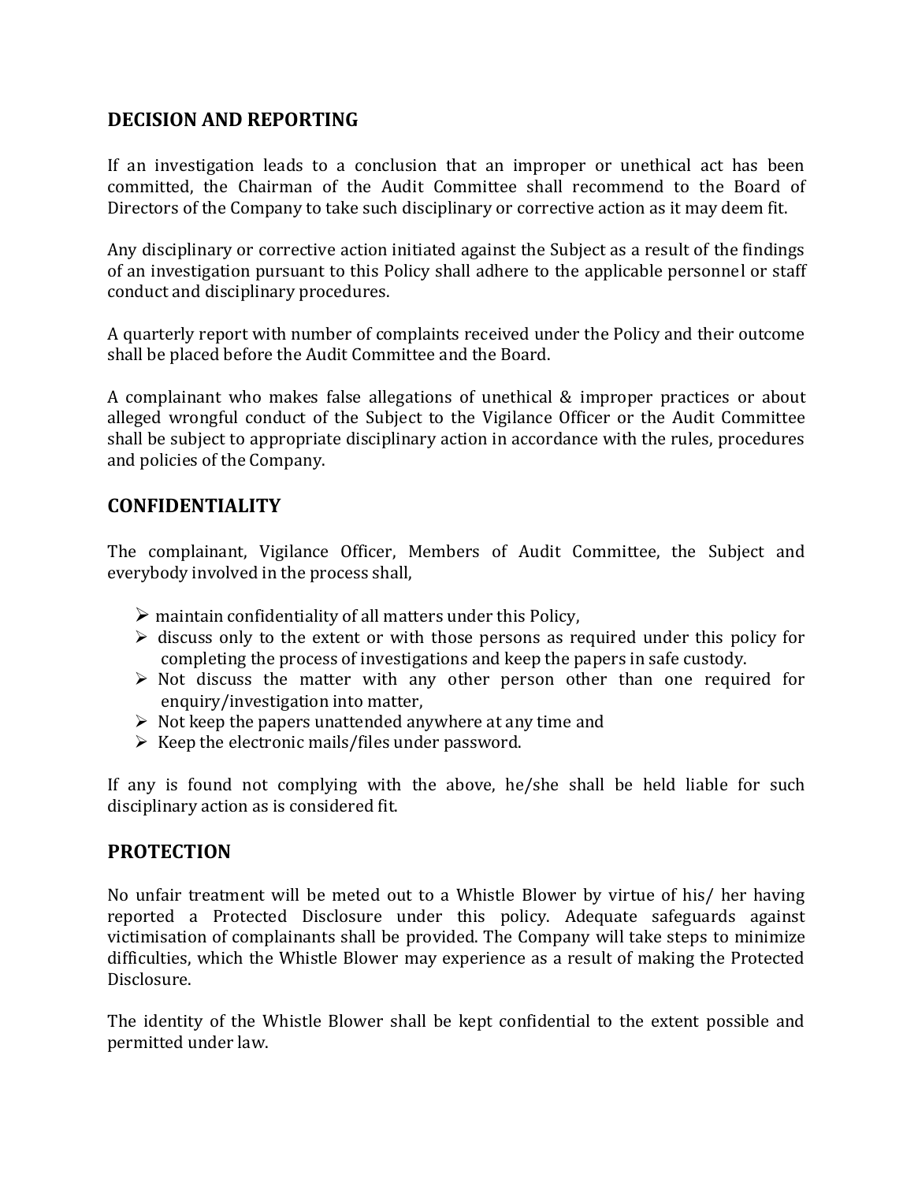## DECISION AND REPORTING

If an investigation leads to a conclusion that an improper or unethical act has been committed, the Chairman of the Audit Committee shall recommend to the Board of Directors of the Company to take such disciplinary or corrective action as it may deem fit.

Any disciplinary or corrective action initiated against the Subject as a result of the findings of an investigation pursuant to this Policy shall adhere to the applicable personnel or staff conduct and disciplinary procedures.

A quarterly report with number of complaints received under the Policy and their outcome shall be placed before the Audit Committee and the Board.

A complainant who makes false allegations of unethical & improper practices or about alleged wrongful conduct of the Subject to the Vigilance Officer or the Audit Committee shall be subject to appropriate disciplinary action in accordance with the rules, procedures and policies of the Company.

## CONFIDENTIALITY

The complainant, Vigilance Officer, Members of Audit Committee, the Subject and everybody involved in the process shall,

- maintain confidentiality of all matters under this Policy,
- discuss only to the extent or with those persons as required under this policy for completing the process of investigations and keep the papers in safe custody.
- Not discuss the matter with any other person other than one required for enquiry/investigation into matter,
- Not keep the papers unattended anywhere at any time and
- Keep the electronic mails/files under password.

If any is found not complying with the above, he/she shall be held liable for such disciplinary action as is considered fit.

## PROTECTION

No unfair treatment will be meted out to a Whistle Blower by virtue of his/ her having reported a Protected Disclosure under this policy. Adequate safeguards against victimisation of complainants shall be provided. The Company will take steps to minimize difficulties, which the Whistle Blower may experience as a result of making the Protected Disclosure.

The identity of the Whistle Blower shall be kept confidential to the extent possible and permitted under law.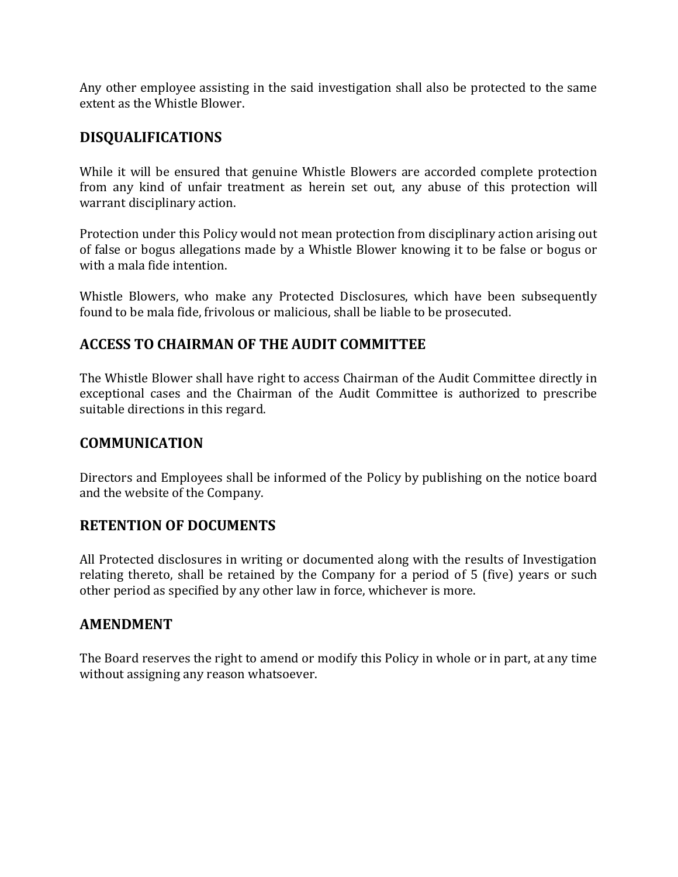Any other employee assisting in the said investigation shall also be protected to the same extent as the Whistle Blower.

## DISQUALIFICATIONS

While it will be ensured that genuine Whistle Blowers are accorded complete protection from any kind of unfair treatment as herein set out, any abuse of this protection will warrant disciplinary action.

Protection under this Policy would not mean protection from disciplinary action arising out of false or bogus allegations made by a Whistle Blower knowing it to be false or bogus or with a mala fide intention.

Whistle Blowers, who make any Protected Disclosures, which have been subsequently found to be mala fide, frivolous or malicious, shall be liable to be prosecuted.

## ACCESS TO CHAIRMAN OF THE AUDIT COMMITTEE

The Whistle Blower shall have right to access Chairman of the Audit Committee directly in exceptional cases and the Chairman of the Audit Committee is authorized to prescribe suitable directions in this regard.

## COMMUNICATION

Directors and Employees shall be informed of the Policy by publishing on the notice board and the website of the Company.

## RETENTION OF DOCUMENTS

All Protected disclosures in writing or documented along with the results of Investigation relating thereto, shall be retained by the Company for a period of 5 (five) years or such other period as specified by any other law in force, whichever is more.

## AMENDMENT

The Board reserves the right to amend or modify this Policy in whole or in part, at any time without assigning any reason whatsoever.